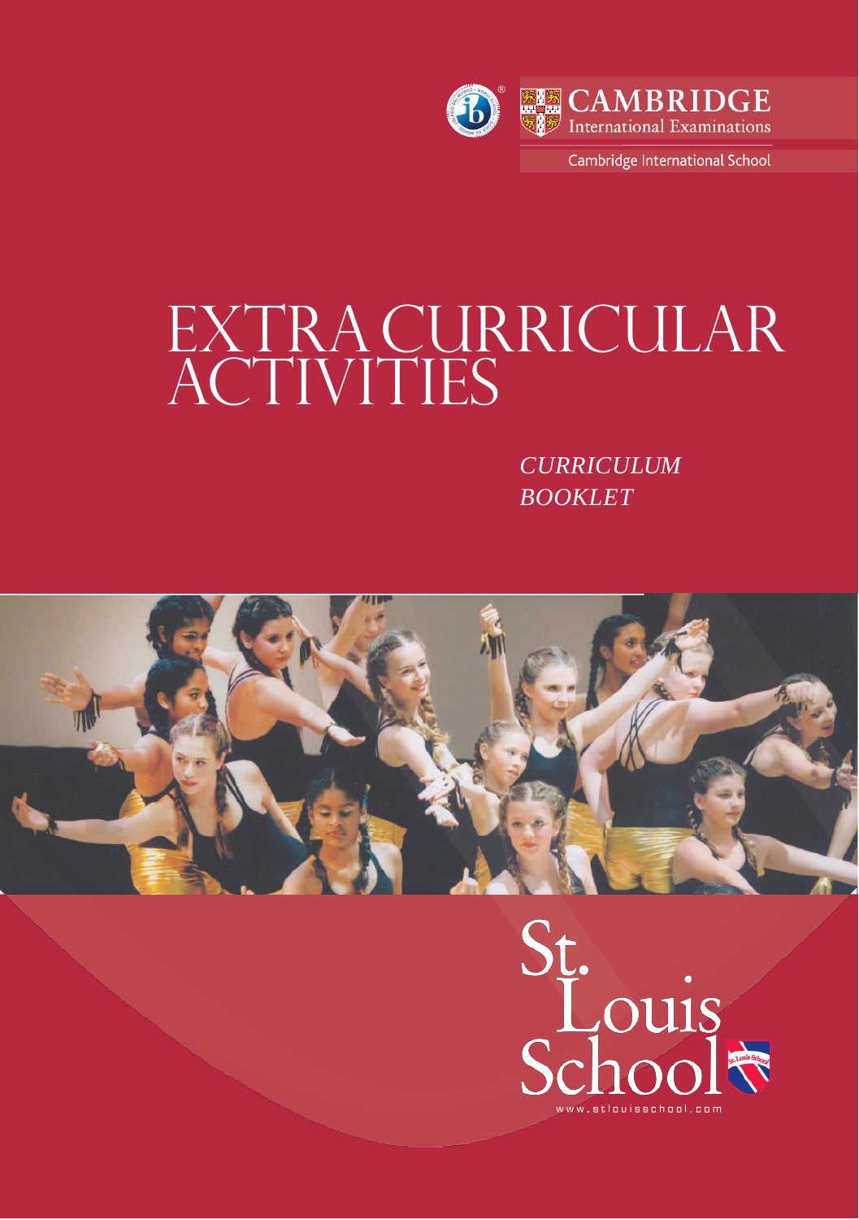CAMBRIDGE
International Examinations

Cambridge International School

# EXTRA CURRICULAR ACTIVITIES

*CURRICULUM BOOKLET*

St. Louis School

www.stlouisschool.com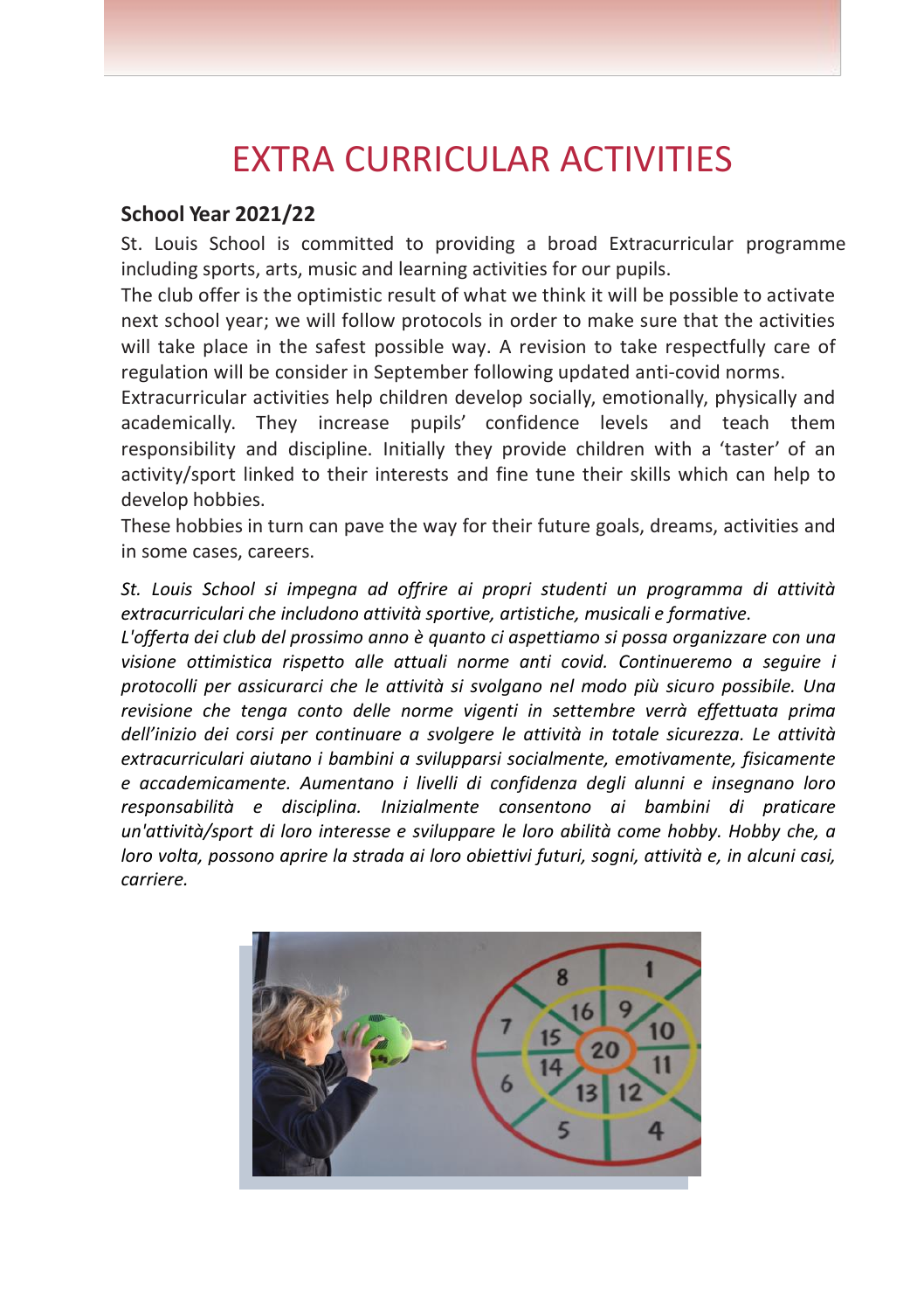# EXTRA CURRICULAR ACTIVITIES

## School Year 2021/22

St. Louis School is committed to providing a broad Extracurricular programme including sports, arts, music and learning activities for our pupils.
The club offer is the optimistic result of what we think it will be possible to activate next school year; we will follow protocols in order to make sure that the activities will take place in the safest possible way. A revision to take respectfully care of regulation will be consider in September following updated anti-covid norms.
Extracurricular activities help children develop socially, emotionally, physically and academically. They increase pupils' confidence levels and teach them responsibility and discipline. Initially they provide children with a 'taster' of an activity/sport linked to their interests and fine tune their skills which can help to develop hobbies.
These hobbies in turn can pave the way for their future goals, dreams, activities and in some cases, careers.

*St. Louis School si impegna ad offrire ai propri studenti un programma di attività extracurriculari che includono attività sportive, artistiche, musicali e formative.*
*L'offerta dei club del prossimo anno è quanto ci aspettiamo si possa organizzare con una visione ottimistica rispetto alle attuali norme anti covid. Continueremo a seguire i protocolli per assicurarci che le attività si svolgano nel modo più sicuro possibile. Una revisione che tenga conto delle norme vigenti in settembre verrà effettuata prima dell'inizio dei corsi per continuare a svolgere le attività in totale sicurezza. Le attività extracurriculari aiutano i bambini a svilupparsi socialmente, emotivamente, fisicamente e accademicamente. Aumentano i livelli di confidenza degli alunni e insegnano loro responsabilità e disciplina. Inizialmente consentono ai bambini di praticare un'attività/sport di loro interesse e sviluppare le loro abilità come hobby. Hobby che, a loro volta, possono aprire la strada ai loro obiettivi futuri, sogni, attività e, in alcuni casi, carriere.*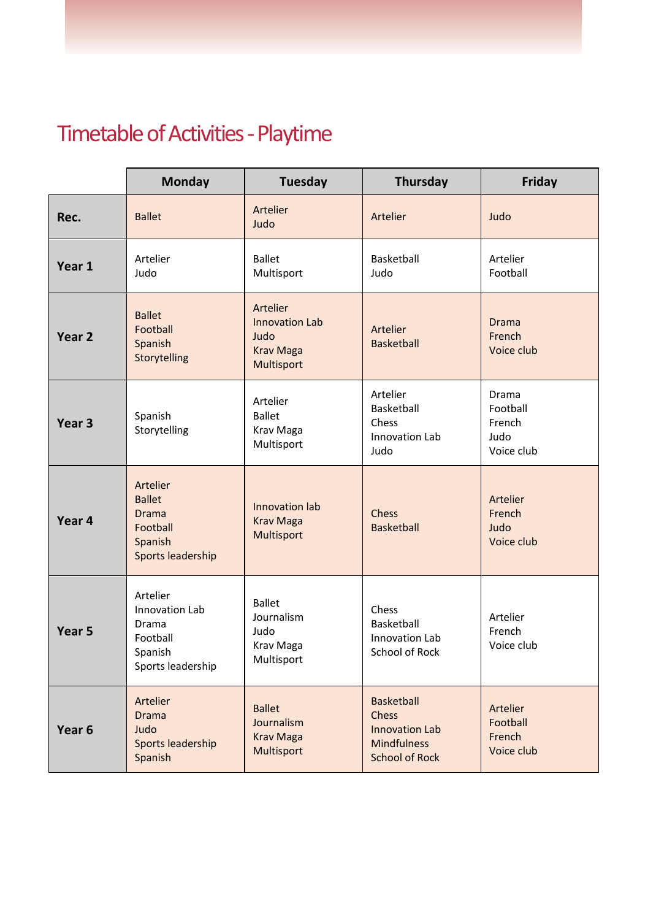## Timetable of Activities - Playtime

| | Monday | Tuesday | Thursday | Friday |
|---|---|---|---|---|
| **Rec.** | Ballet | Artelier<br>Judo | Artelier | Judo |
| **Year 1** | Artelier<br>Judo | Ballet<br>Multisport | Basketball<br>Judo | Artelier<br>Football |
| **Year 2** | Ballet<br>Football<br>Spanish<br>Storytelling | Artelier<br>Innovation Lab<br>Judo<br>Krav Maga<br>Multisport | Artelier<br>Basketball | Drama<br>French<br>Voice club |
| **Year 3** | Spanish<br>Storytelling | Artelier<br>Ballet<br>Krav Maga<br>Multisport | Artelier<br>Basketball<br>Chess<br>Innovation Lab<br>Judo | Drama<br>Football<br>French<br>Judo<br>Voice club |
| **Year 4** | Artelier<br>Ballet<br>Drama<br>Football<br>Spanish<br>Sports leadership | Innovation lab<br>Krav Maga<br>Multisport | Chess<br>Basketball | Artelier<br>French<br>Judo<br>Voice club |
| **Year 5** | Artelier<br>Innovation Lab<br>Drama<br>Football<br>Spanish<br>Sports leadership | Ballet<br>Journalism<br>Judo<br>Krav Maga<br>Multisport | Chess<br>Basketball<br>Innovation Lab<br>School of Rock | Artelier<br>French<br>Voice club |
| **Year 6** | Artelier<br>Drama<br>Judo<br>Sports leadership<br>Spanish | Ballet<br>Journalism<br>Krav Maga<br>Multisport | Basketball<br>Chess<br>Innovation Lab<br>Mindfulness<br>School of Rock | Artelier<br>Football<br>French<br>Voice club |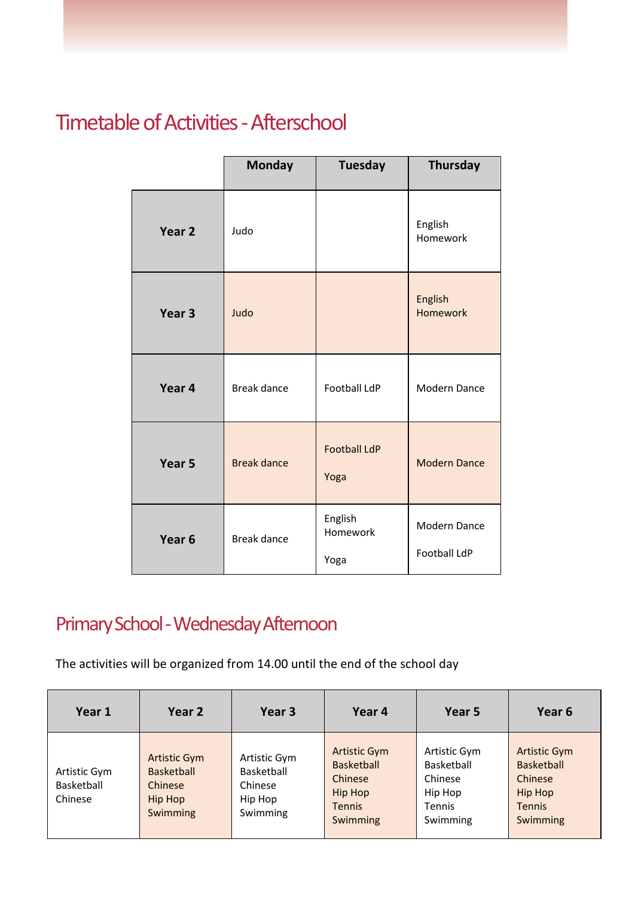## Timetable of Activities - Afterschool

| | Monday | Tuesday | Thursday |
|---|---|---|---|
| **Year 2** | Judo | | English Homework |
| **Year 3** | Judo | | English Homework |
| **Year 4** | Break dance | Football LdP | Modern Dance |
| **Year 5** | Break dance | Football LdP<br><br>Yoga | Modern Dance |
| **Year 6** | Break dance | English Homework<br><br>Yoga | Modern Dance<br><br>Football LdP |

## Primary School - Wednesday Afternoon

The activities will be organized from 14.00 until the end of the school day

| Year 1 | Year 2 | Year 3 | Year 4 | Year 5 | Year 6 |
|---|---|---|---|---|---|
| Artistic Gym<br>Basketball<br>Chinese | Artistic Gym<br>Basketball<br>Chinese<br>Hip Hop<br>Swimming | Artistic Gym<br>Basketball<br>Chinese<br>Hip Hop<br>Swimming | Artistic Gym<br>Basketball<br>Chinese<br>Hip Hop<br>Tennis<br>Swimming | Artistic Gym<br>Basketball<br>Chinese<br>Hip Hop<br>Tennis<br>Swimming | Artistic Gym<br>Basketball<br>Chinese<br>Hip Hop<br>Tennis<br>Swimming |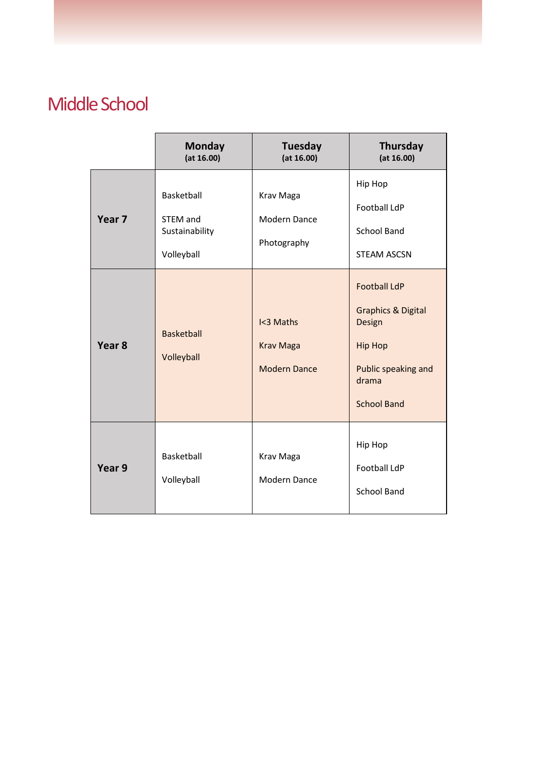# Middle School

| | Monday (at 16.00) | Tuesday (at 16.00) | Thursday (at 16.00) |
|---|---|---|---|
| **Year 7** | Basketball<br>STEM and Sustainability<br>Volleyball | Krav Maga<br>Modern Dance<br>Photography | Hip Hop<br>Football LdP<br>School Band<br>STEAM ASCSN |
| **Year 8** | Basketball<br>Volleyball | I<3 Maths<br>Krav Maga<br>Modern Dance | Football LdP<br>Graphics & Digital Design<br>Hip Hop<br>Public speaking and drama<br>School Band |
| **Year 9** | Basketball<br>Volleyball | Krav Maga<br>Modern Dance | Hip Hop<br>Football LdP<br>School Band |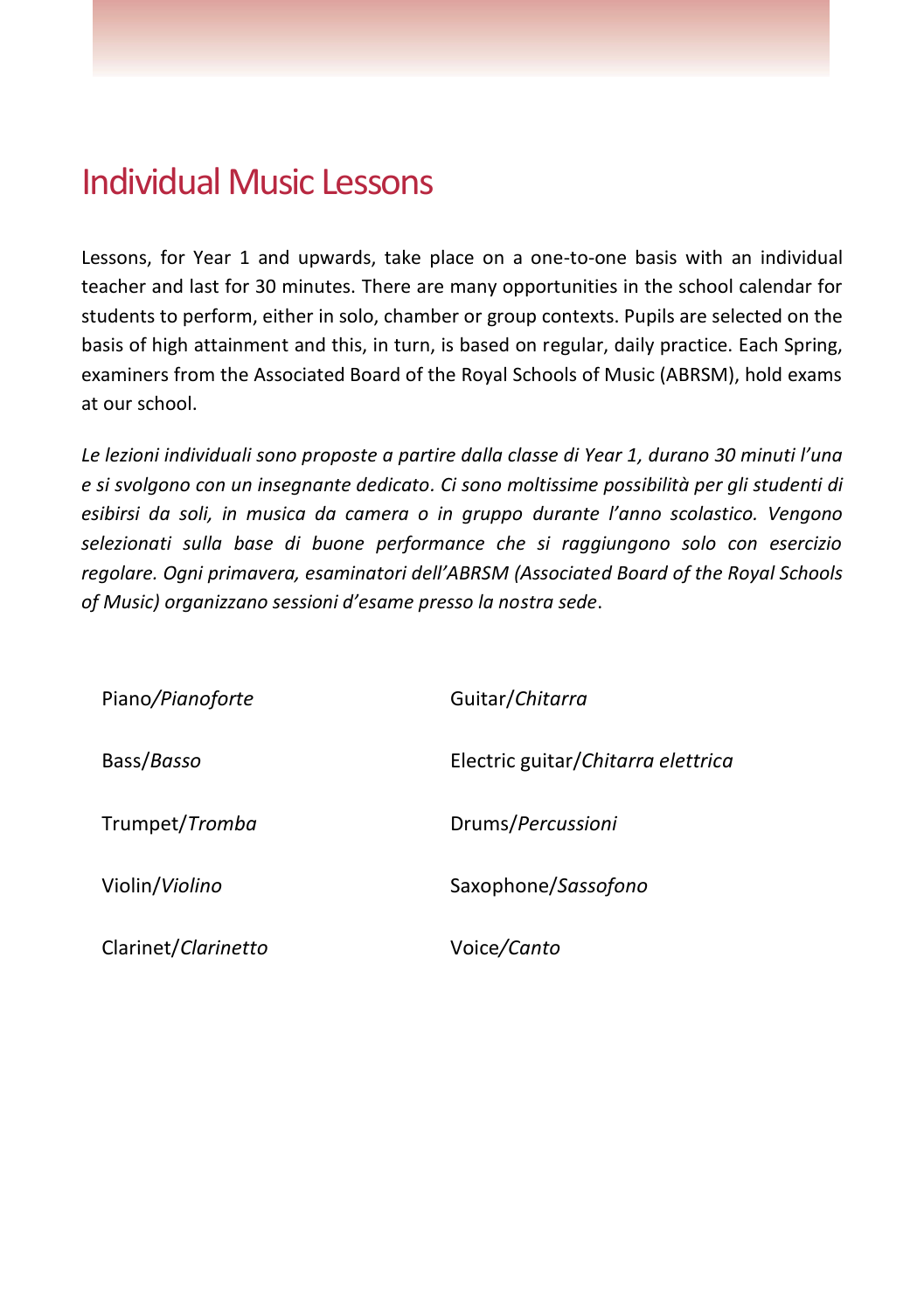# Individual Music Lessons

Lessons, for Year 1 and upwards, take place on a one-to-one basis with an individual teacher and last for 30 minutes. There are many opportunities in the school calendar for students to perform, either in solo, chamber or group contexts. Pupils are selected on the basis of high attainment and this, in turn, is based on regular, daily practice. Each Spring, examiners from the Associated Board of the Royal Schools of Music (ABRSM), hold exams at our school.

*Le lezioni individuali sono proposte a partire dalla classe di Year 1, durano 30 minuti l'una e si svolgono con un insegnante dedicato. Ci sono moltissime possibilità per gli studenti di esibirsi da soli, in musica da camera o in gruppo durante l'anno scolastico. Vengono selezionati sulla base di buone performance che si raggiungono solo con esercizio regolare. Ogni primavera, esaminatori dell'ABRSM (Associated Board of the Royal Schools of Music) organizzano sessioni d'esame presso la nostra sede*.

| | |
|---|---|
| Piano/*Pianoforte* | Guitar/*Chitarra* |
| Bass/*Basso* | Electric guitar/*Chitarra elettrica* |
| Trumpet/*Tromba* | Drums/*Percussioni* |
| Violin/*Violino* | Saxophone/*Sassofono* |
| Clarinet/*Clarinetto* | Voice/*Canto* |